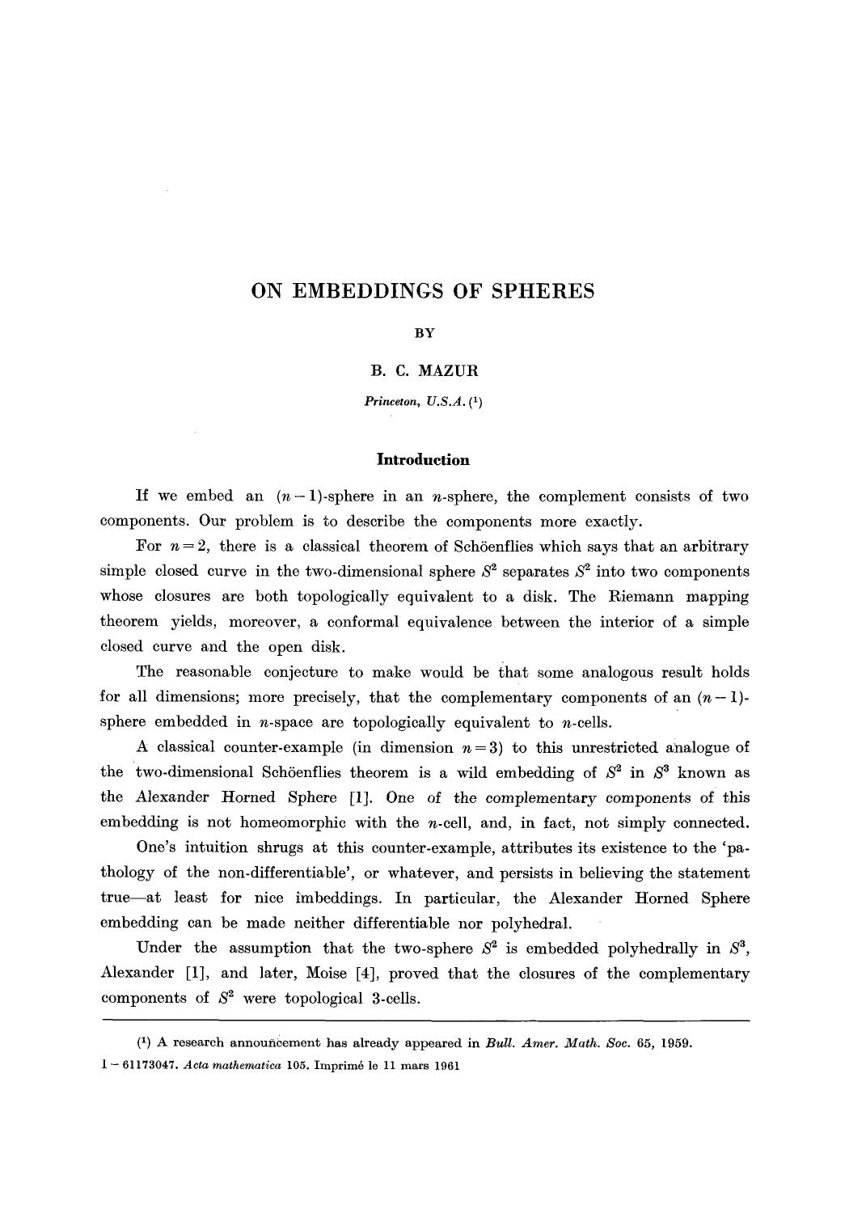# ON EMBEDDINGS OF SPHERES

BY

B. C. MAZUR

*Princeton, U.S.A.* (1)

## Introduction

If we embed an $(n-1)$-sphere in an $n$-sphere, the complement consists of two components. Our problem is to describe the components more exactly.

For $n=2$, there is a classical theorem of Schöenflies which says that an arbitrary simple closed curve in the two-dimensional sphere $S^2$ separates $S^2$ into two components whose closures are both topologically equivalent to a disk. The Riemann mapping theorem yields, moreover, a conformal equivalence between the interior of a simple closed curve and the open disk.

The reasonable conjecture to make would be that some analogous result holds for all dimensions; more precisely, that the complementary components of an $(n-1)$-sphere embedded in $n$-space are topologically equivalent to $n$-cells.

A classical counter-example (in dimension $n=3$) to this unrestricted analogue of the two-dimensional Schöenflies theorem is a wild embedding of $S^2$ in $S^3$ known as the Alexander Horned Sphere [1]. One of the complementary components of this embedding is not homeomorphic with the $n$-cell, and, in fact, not simply connected.

One's intuition shrugs at this counter-example, attributes its existence to the 'pathology of the non-differentiable', or whatever, and persists in believing the statement true—at least for nice imbeddings. In particular, the Alexander Horned Sphere embedding can be made neither differentiable nor polyhedral.

Under the assumption that the two-sphere $S^2$ is embedded polyhedrally in $S^3$, Alexander [1], and later, Moise [4], proved that the closures of the complementary components of $S^2$ were topological 3-cells.

---

(1) A research announcement has already appeared in *Bull. Amer. Math. Soc.* 65, 1959.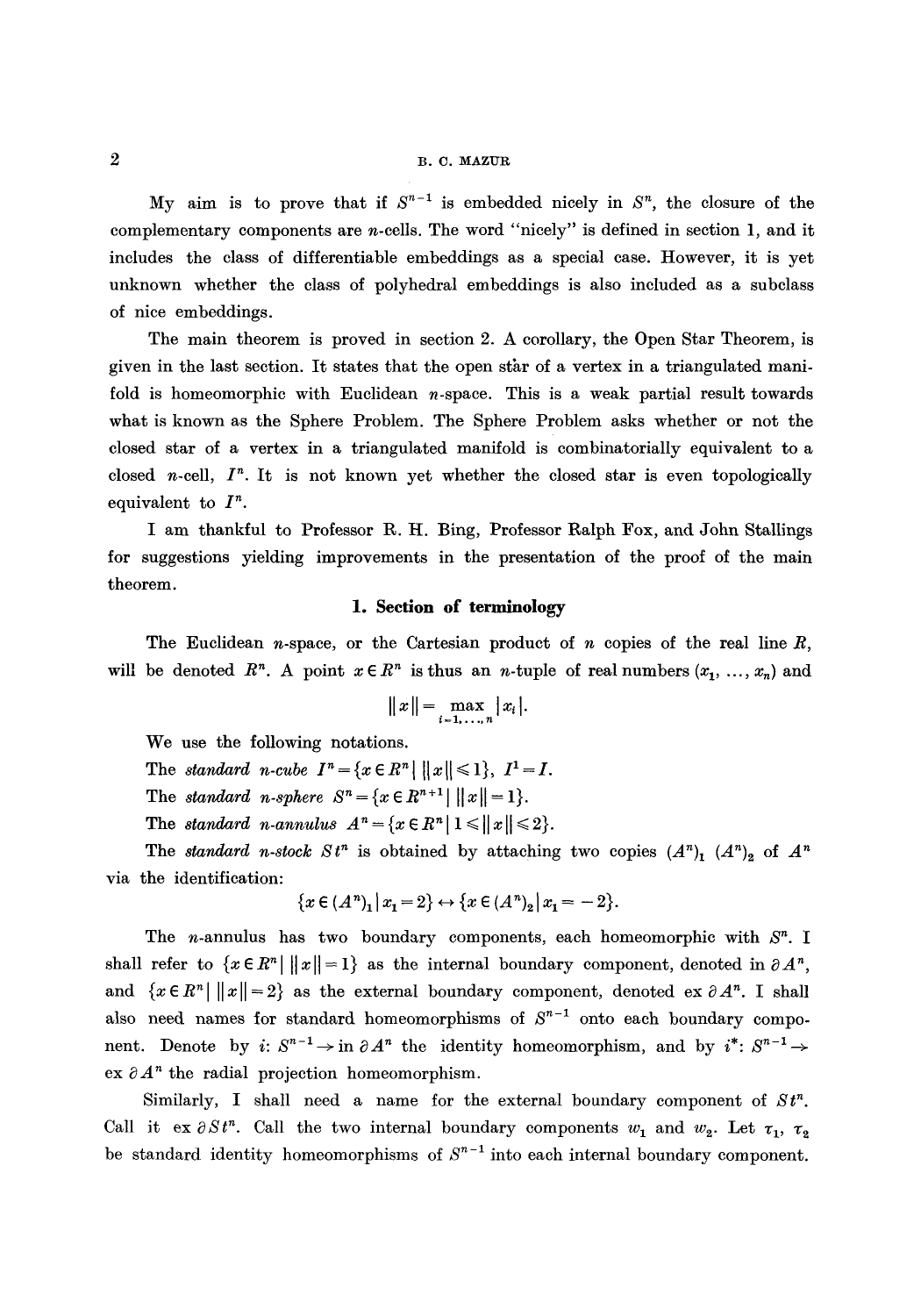My aim is to prove that if $S^{n-1}$ is embedded nicely in $S^n$, the closure of the complementary components are $n$-cells. The word "nicely" is defined in section 1, and it includes the class of differentiable embeddings as a special case. However, it is yet unknown whether the class of polyhedral embeddings is also included as a subclass of nice embeddings.

The main theorem is proved in section 2. A corollary, the Open Star Theorem, is given in the last section. It states that the open star of a vertex in a triangulated manifold is homeomorphic with Euclidean $n$-space. This is a weak partial result towards what is known as the Sphere Problem. The Sphere Problem asks whether or not the closed star of a vertex in a triangulated manifold is combinatorially equivalent to a closed $n$-cell, $I^n$. It is not known yet whether the closed star is even topologically equivalent to $I^n$.

I am thankful to Professor R. H. Bing, Professor Ralph Fox, and John Stallings for suggestions yielding improvements in the presentation of the proof of the main theorem.

## 1. Section of terminology

The Euclidean $n$-space, or the Cartesian product of $n$ copies of the real line $R$, will be denoted $R^n$. A point $x \in R^n$ is thus an $n$-tuple of real numbers $(x_1, \ldots, x_n)$ and

$$\|x\| = \max_{i=1,\ldots,n} |x_i|.$$

We use the following notations.

The *standard n-cube* $I^n = \{x \in R^n \mid \|x\| \leqslant 1\}$, $I^1 = I$.

The *standard n-sphere* $S^n = \{x \in R^{n+1} \mid \|x\| = 1\}$.

The *standard n-annulus* $A^n = \{x \in R^n \mid 1 \leqslant \|x\| \leqslant 2\}$.

The *standard n-stock* $St^n$ is obtained by attaching two copies $(A^n)_1$ $(A^n)_2$ of $A^n$ via the identification:

$$\{x \in (A^n)_1 \mid x_1 = 2\} \leftrightarrow \{x \in (A^n)_2 \mid x_1 = -2\}.$$

The $n$-annulus has two boundary components, each homeomorphic with $S^n$. I shall refer to $\{x \in R^n \mid \|x\| = 1\}$ as the internal boundary component, denoted in $\partial A^n$, and $\{x \in R^n \mid \|x\| = 2\}$ as the external boundary component, denoted ex $\partial A^n$. I shall also need names for standard homeomorphisms of $S^{n-1}$ onto each boundary component. Denote by $i$: $S^{n-1} \to$ in $\partial A^n$ the identity homeomorphism, and by $i^*$: $S^{n-1} \to$ ex $\partial A^n$ the radial projection homeomorphism.

Similarly, I shall need a name for the external boundary component of $St^n$. Call it ex $\partial St^n$. Call the two internal boundary components $w_1$ and $w_2$. Let $\tau_1$, $\tau_2$ be standard identity homeomorphisms of $S^{n-1}$ into each internal boundary component.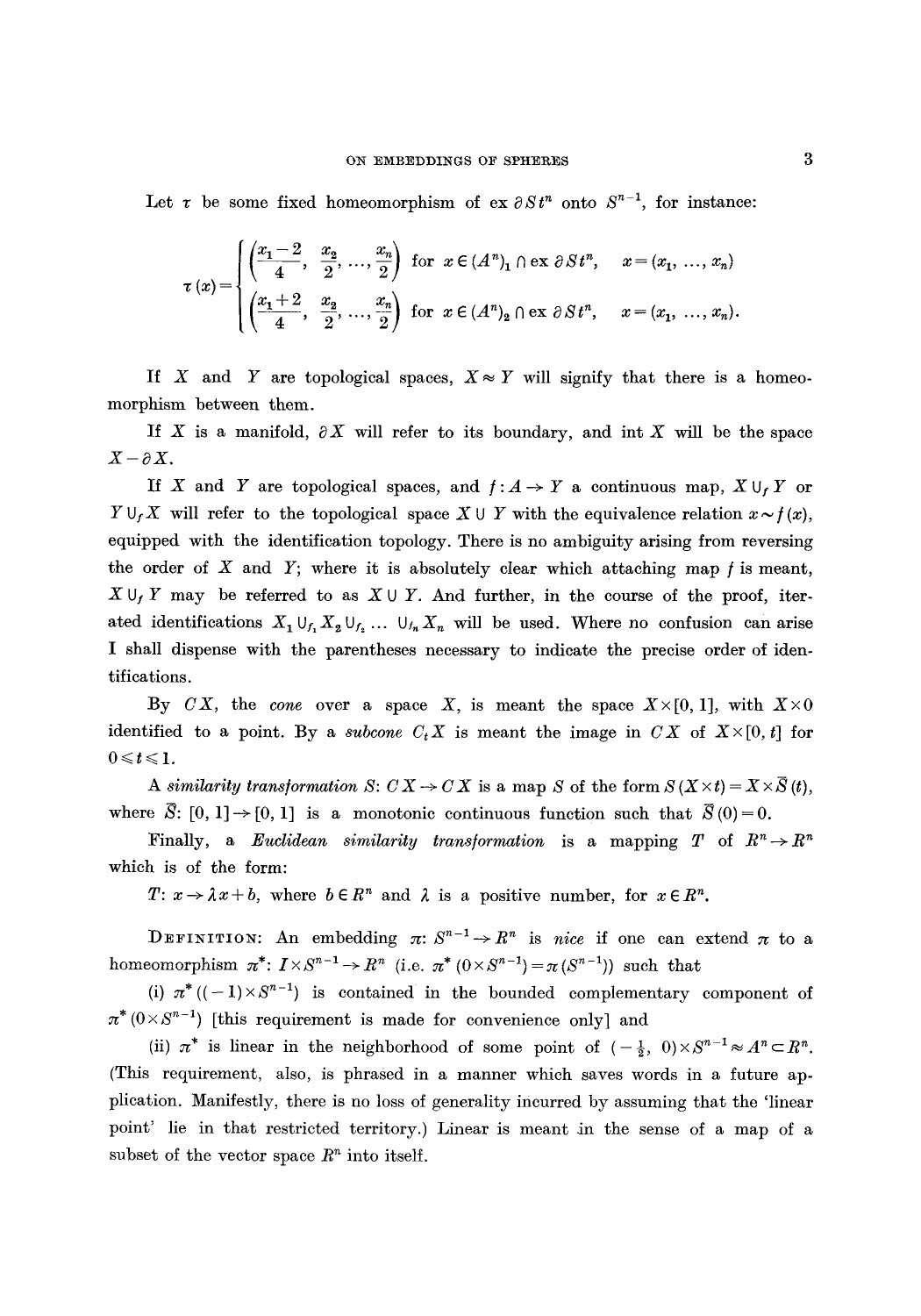Let $\tau$ be some fixed homeomorphism of $\text{ex}\,\partial St^n$ onto $S^{n-1}$, for instance:

$$\tau(x) = \begin{cases} \left(\dfrac{x_1 - 2}{4}, \dfrac{x_2}{2}, \ldots, \dfrac{x_n}{2}\right) & \text{for } x \in (A^n)_1 \cap \text{ex}\,\partial St^n, \quad x = (x_1, \ldots, x_n) \\ \left(\dfrac{x_1 + 2}{4}, \dfrac{x_2}{2}, \ldots, \dfrac{x_n}{2}\right) & \text{for } x \in (A^n)_2 \cap \text{ex}\,\partial St^n, \quad x = (x_1, \ldots, x_n). \end{cases}$$

If $X$ and $Y$ are topological spaces, $X \approx Y$ will signify that there is a homeomorphism between them.

If $X$ is a manifold, $\partial X$ will refer to its boundary, and $\text{int}\, X$ will be the space $X - \partial X$.

If $X$ and $Y$ are topological spaces, and $f: A \to Y$ a continuous map, $X \cup_f Y$ or $Y \cup_f X$ will refer to the topological space $X \cup Y$ with the equivalence relation $x \sim f(x)$, equipped with the identification topology. There is no ambiguity arising from reversing the order of $X$ and $Y$; where it is absolutely clear which attaching map $f$ is meant, $X \cup_f Y$ may be referred to as $X \cup Y$. And further, in the course of the proof, iterated identifications $X_1 \cup_{f_1} X_2 \cup_{f_2} \ldots \cup_{f_n} X_n$ will be used. Where no confusion can arise I shall dispense with the parentheses necessary to indicate the precise order of identifications.

By $CX$, the *cone* over a space $X$, is meant the space $X \times [0, 1]$, with $X \times 0$ identified to a point. By a *subcone* $C_t X$ is meant the image in $CX$ of $X \times [0, t]$ for $0 \leqslant t \leqslant 1$.

A *similarity transformation* $S$: $CX \to CX$ is a map $S$ of the form $S(X \times t) = X \times \bar{S}(t)$, where $\bar{S}$: $[0, 1] \to [0, 1]$ is a monotonic continuous function such that $\bar{S}(0) = 0$.

Finally, a *Euclidean similarity transformation* is a mapping $T$ of $R^n \to R^n$ which is of the form:

$T$: $x \to \lambda x + b$, where $b \in R^n$ and $\lambda$ is a positive number, for $x \in R^n$.

DEFINITION: An embedding $\pi$: $S^{n-1} \to R^n$ is *nice* if one can extend $\pi$ to a homeomorphism $\pi^*$: $I \times S^{n-1} \to R^n$ (i.e. $\pi^*(0 \times S^{n-1}) = \pi(S^{n-1})$) such that

(i) $\pi^*((-1) \times S^{n-1})$ is contained in the bounded complementary component of $\pi^*(0 \times S^{n-1})$ [this requirement is made for convenience only] and

(ii) $\pi^*$ is linear in the neighborhood of some point of $(-\frac{1}{2}, 0) \times S^{n-1} \approx A^n \subset R^n$. (This requirement, also, is phrased in a manner which saves words in a future application. Manifestly, there is no loss of generality incurred by assuming that the 'linear point' lie in that restricted territory.) Linear is meant in the sense of a map of a subset of the vector space $R^n$ into itself.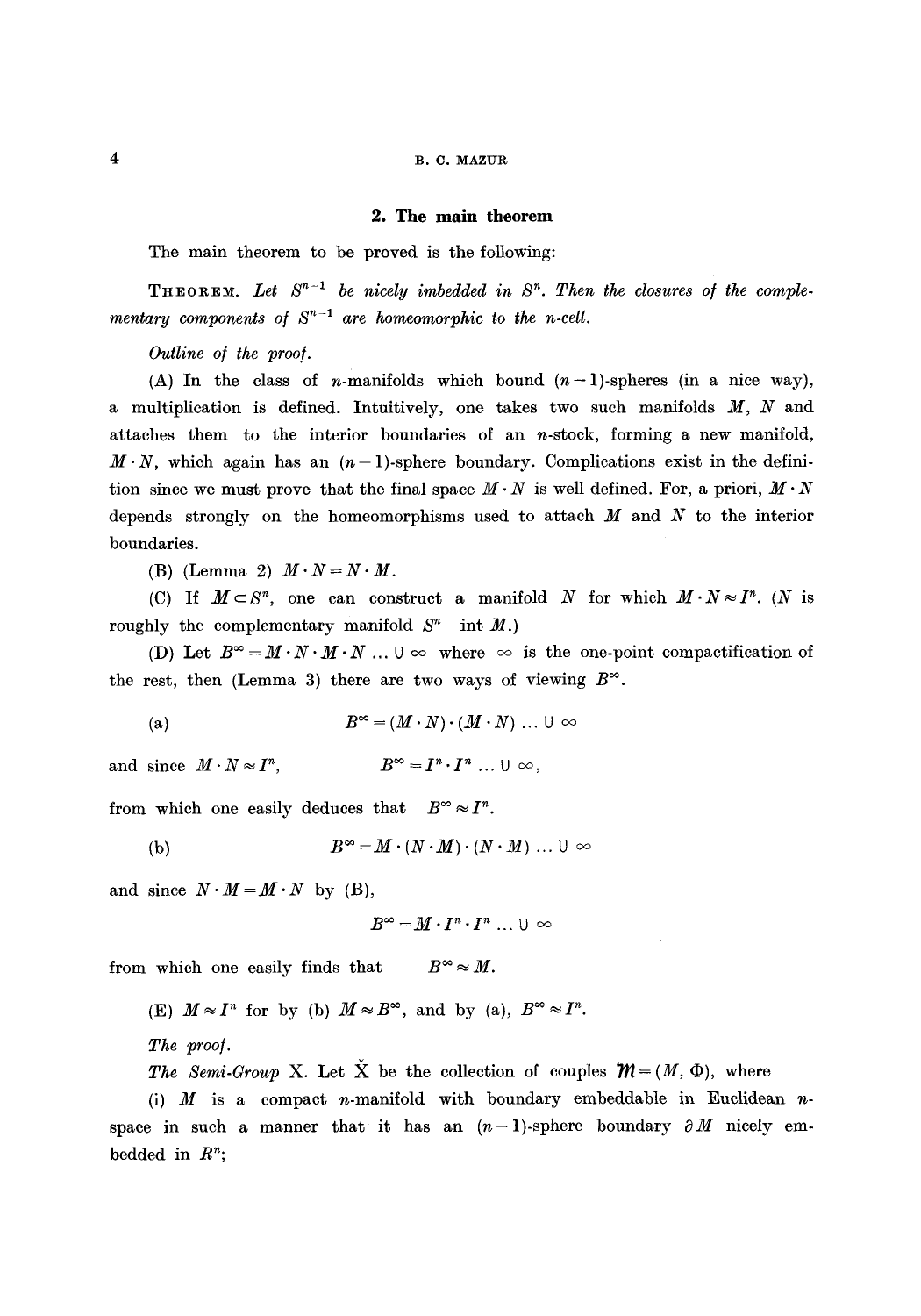## 2. The main theorem

The main theorem to be proved is the following:

THEOREM. *Let $S^{n-1}$ be nicely imbedded in $S^n$. Then the closures of the complementary components of $S^{n-1}$ are homeomorphic to the n-cell.*

*Outline of the proof.*

(A) In the class of $n$-manifolds which bound $(n-1)$-spheres (in a nice way), a multiplication is defined. Intuitively, one takes two such manifolds $M$, $N$ and attaches them to the interior boundaries of an $n$-stock, forming a new manifold, $M \cdot N$, which again has an $(n-1)$-sphere boundary. Complications exist in the definition since we must prove that the final space $M \cdot N$ is well defined. For, a priori, $M \cdot N$ depends strongly on the homeomorphisms used to attach $M$ and $N$ to the interior boundaries.

(B) (Lemma 2) $M \cdot N = N \cdot M$.

(C) If $M \subset S^n$, one can construct a manifold $N$ for which $M \cdot N \approx I^n$. ($N$ is roughly the complementary manifold $S^n - \text{int}\, M$.)

(D) Let $B^\infty = M \cdot N \cdot M \cdot N \ldots \cup \infty$ where $\infty$ is the one-point compactification of the rest, then (Lemma 3) there are two ways of viewing $B^\infty$.

(a)
$$B^\infty = (M \cdot N) \cdot (M \cdot N) \ldots \cup \infty$$

and since $M \cdot N \approx I^n$,
$$B^\infty = I^n \cdot I^n \ldots \cup \infty,$$

from which one easily deduces that $B^\infty \approx I^n$.

(b)
$$B^\infty = M \cdot (N \cdot M) \cdot (N \cdot M) \ldots \cup \infty$$

and since $N \cdot M = M \cdot N$ by (B),
$$B^\infty = M \cdot I^n \cdot I^n \ldots \cup \infty$$

from which one easily finds that $B^\infty \approx M$.

(E) $M \approx I^n$ for by (b) $M \approx B^\infty$, and by (a), $B^\infty \approx I^n$.

*The proof.*

*The Semi-Group* X. Let $\check{\text{X}}$ be the collection of couples $\mathfrak{M} = (M, \Phi)$, where

(i) $M$ is a compact $n$-manifold with boundary embeddable in Euclidean $n$-space in such a manner that it has an $(n-1)$-sphere boundary $\partial M$ nicely embedded in $R^n$;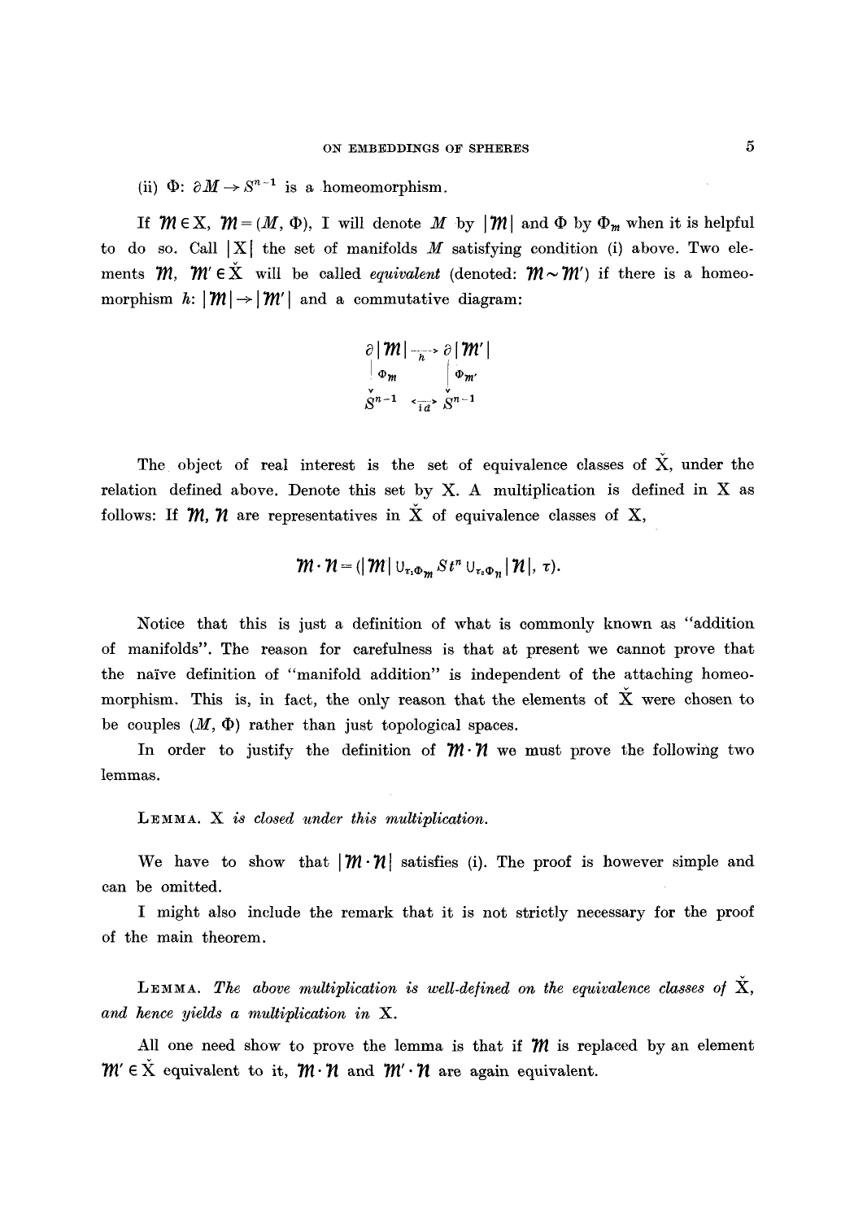(ii) $\Phi: \partial M \to S^{n-1}$ is a homeomorphism.

If $\mathfrak{M} \in \check{X}$, $\mathfrak{M} = (M, \Phi)$, I will denote $M$ by $|\mathfrak{M}|$ and $\Phi$ by $\Phi_{\mathfrak{m}}$ when it is helpful to do so. Call $|\check{X}|$ the set of manifolds $M$ satisfying condition (i) above. Two elements $\mathfrak{M}$, $\mathfrak{M}' \in \check{X}$ will be called *equivalent* (denoted: $\mathfrak{M} \sim \mathfrak{M}'$) if there is a homeomorphism $h: |\mathfrak{M}| \to |\mathfrak{M}'|$ and a commutative diagram:

$$\begin{array}{ccc} \partial|\mathfrak{M}| & \xrightarrow{h} & \partial|\mathfrak{M}'| \\ \downarrow \Phi_{\mathfrak{m}} & & \downarrow \Phi_{\mathfrak{m}'} \\ S^{n-1} & \xleftrightarrow{id} & S^{n-1} \end{array}$$

The object of real interest is the set of equivalence classes of $\check{X}$, under the relation defined above. Denote this set by X. A multiplication is defined in X as follows: If $\mathfrak{M}, \mathfrak{N}$ are representatives in $\check{X}$ of equivalence classes of X,

$$\mathfrak{M} \cdot \mathfrak{N} = (|\mathfrak{M}| \cup_{\tau_1 \Phi_{\mathfrak{m}}} St^n \cup_{\tau_2 \Phi_{\mathfrak{n}}} |\mathfrak{N}|, \tau).$$

Notice that this is just a definition of what is commonly known as "addition of manifolds". The reason for carefulness is that at present we cannot prove that the naïve definition of "manifold addition" is independent of the attaching homeomorphism. This is, in fact, the only reason that the elements of $\check{X}$ were chosen to be couples $(M, \Phi)$ rather than just topological spaces.

In order to justify the definition of $\mathfrak{M} \cdot \mathfrak{N}$ we must prove the following two lemmas.

LEMMA. *X is closed under this multiplication.*

We have to show that $|\mathfrak{M} \cdot \mathfrak{N}|$ satisfies (i). The proof is however simple and can be omitted.

I might also include the remark that it is not strictly necessary for the proof of the main theorem.

LEMMA. *The above multiplication is well-defined on the equivalence classes of $\check{X}$, and hence yields a multiplication in X.*

All one need show to prove the lemma is that if $\mathfrak{M}$ is replaced by an element $\mathfrak{M}' \in \check{X}$ equivalent to it, $\mathfrak{M} \cdot \mathfrak{N}$ and $\mathfrak{M}' \cdot \mathfrak{N}$ are again equivalent.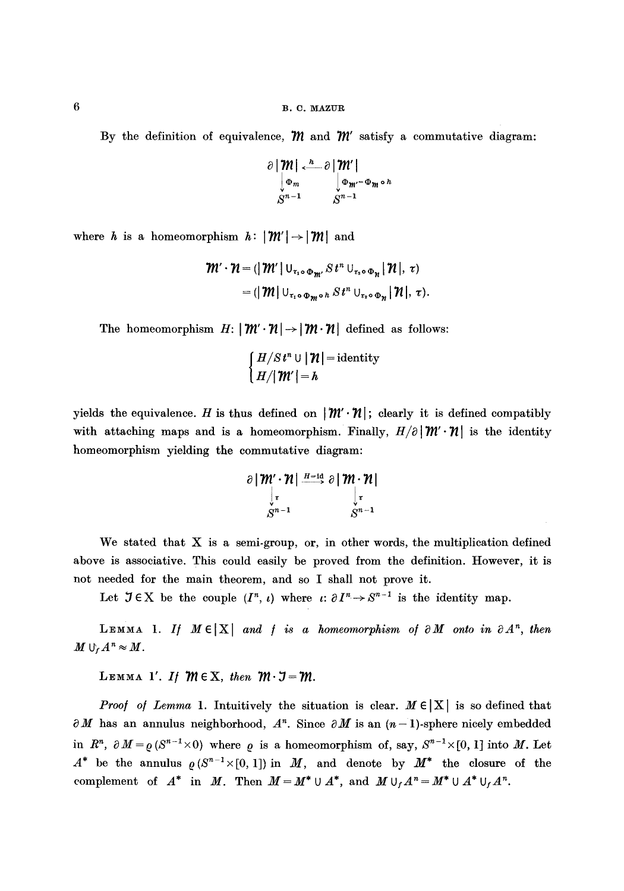By the definition of equivalence, $\mathfrak{M}$ and $\mathfrak{M}'$ satisfy a commutative diagram:

$$\begin{array}{ccc} \partial|\mathfrak{M}| & \xleftarrow{h} & \partial|\mathfrak{M}'| \\ \downarrow \Phi_m & & \downarrow \Phi_{\mathfrak{M}'} = \Phi_{\mathfrak{M}} \circ h \\ S^{n-1} & & S^{n-1} \end{array}$$

where $h$ is a homeomorphism $h\colon |\mathfrak{M}'| \to |\mathfrak{M}|$ and

$$\begin{aligned} \mathfrak{M}' \cdot \mathfrak{N} &= (|\mathfrak{M}'| \cup_{\tau_1 \circ \Phi_{\mathfrak{M}'}} St^n \cup_{\tau_2 \circ \Phi_{\mathfrak{N}}} |\mathfrak{N}|, \tau) \\ &= (|\mathfrak{M}| \cup_{\tau_1 \circ \Phi_{\mathfrak{M}} \circ h} St^n \cup_{\tau_2 \circ \Phi_{\mathfrak{N}}} |\mathfrak{N}|, \tau). \end{aligned}$$

The homeomorphism $H\colon |\mathfrak{M}' \cdot \mathfrak{N}| \to |\mathfrak{M} \cdot \mathfrak{N}|$ defined as follows:

$$\begin{cases} H/St^n \cup |\mathfrak{N}| = \text{identity} \\ H/|\mathfrak{M}'| = h \end{cases}$$

yields the equivalence. $H$ is thus defined on $|\mathfrak{M}' \cdot \mathfrak{N}|$; clearly it is defined compatibly with attaching maps and is a homeomorphism. Finally, $H/\partial|\mathfrak{M}' \cdot \mathfrak{N}|$ is the identity homeomorphism yielding the commutative diagram:

$$\begin{array}{ccc} \partial|\mathfrak{M}' \cdot \mathfrak{N}| & \xrightarrow{H = \mathrm{id}} & \partial|\mathfrak{M} \cdot \mathfrak{N}| \\ \downarrow \tau & & \downarrow \tau \\ S^{n-1} & & S^{n-1} \end{array}$$

We stated that X is a semi-group, or, in other words, the multiplication defined above is associative. This could easily be proved from the definition. However, it is not needed for the main theorem, and so I shall not prove it.

Let $\mathfrak{J} \in \mathrm{X}$ be the couple $(I^n, \iota)$ where $\iota\colon \partial I^n \to S^{n-1}$ is the identity map.

Lemma 1. *If $M \in |\mathrm{X}|$ and $f$ is a homeomorphism of $\partial M$ onto in $\partial A^n$, then $M \cup_f A^n \approx M$.*

Lemma 1'. *If $\mathfrak{M} \in \mathrm{X}$, then $\mathfrak{M} \cdot \mathfrak{J} = \mathfrak{M}$.*

*Proof of Lemma* 1. Intuitively the situation is clear. $M \in |\mathrm{X}|$ is so defined that $\partial M$ has an annulus neighborhood, $A^n$. Since $\partial M$ is an $(n-1)$-sphere nicely embedded in $R^n$, $\partial M = \varrho(S^{n-1} \times 0)$ where $\varrho$ is a homeomorphism of, say, $S^{n-1} \times [0, 1]$ into $M$. Let $A^*$ be the annulus $\varrho(S^{n-1} \times [0, 1])$ in $M$, and denote by $M^*$ the closure of the complement of $A^*$ in $M$. Then $M = M^* \cup A^*$, and $M \cup_f A^n = M^* \cup A^* \cup_f A^n$.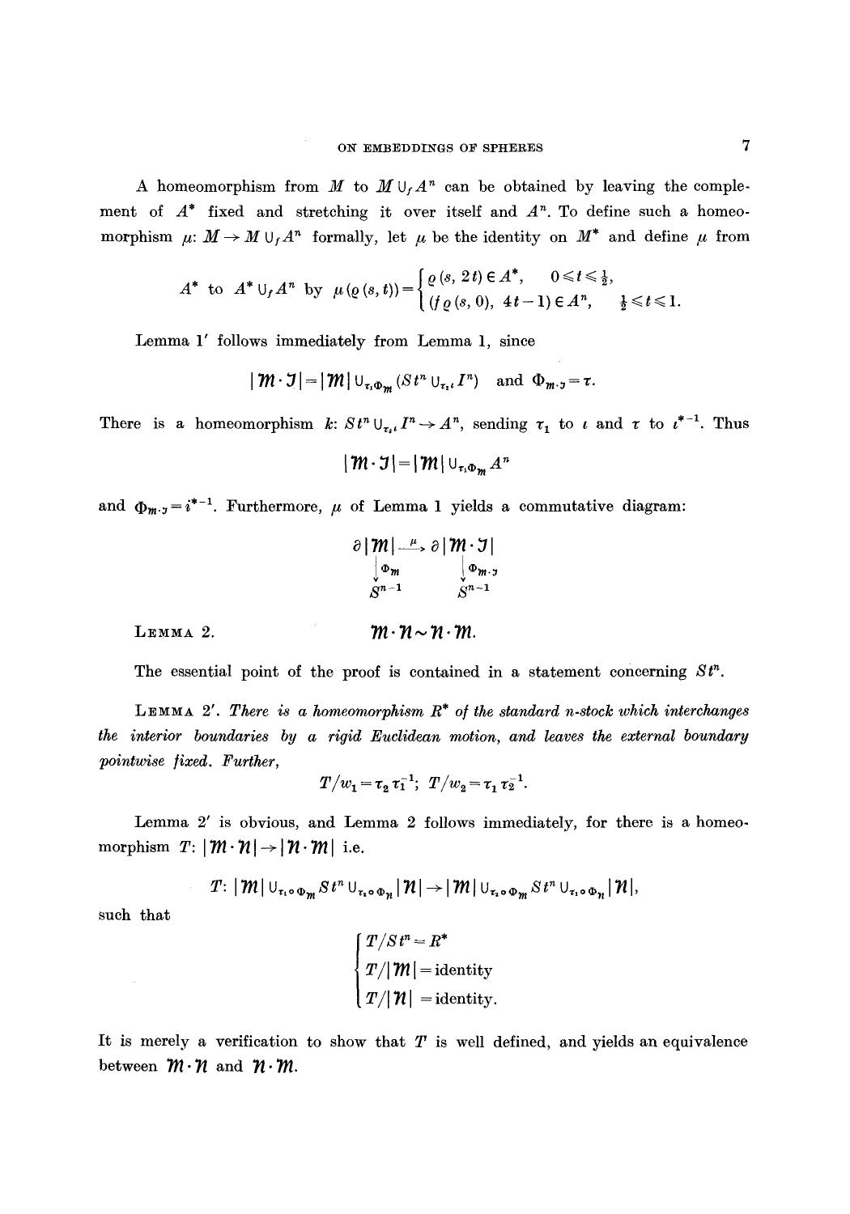A homeomorphism from $M$ to $M \cup_f A^n$ can be obtained by leaving the complement of $A^*$ fixed and stretching it over itself and $A^n$. To define such a homeomorphism $\mu: M \to M \cup_f A^n$ formally, let $\mu$ be the identity on $M^*$ and define $\mu$ from

$$A^* \text{ to } A^* \cup_f A^n \text{ by } \mu(\varrho(s,t)) = \begin{cases} \varrho(s, 2t) \in A^*, & 0 \leq t \leq \frac{1}{2}, \\ (f\varrho(s,0),\ 4t-1) \in A^n, & \frac{1}{2} \leq t \leq 1. \end{cases}$$

Lemma 1′ follows immediately from Lemma 1, since

$$|\mathfrak{M} \cdot \mathfrak{J}| = |\mathfrak{M}| \cup_{\tau_1 \Phi_{\mathfrak{M}}} (St^n \cup_{\tau_2 \iota} I^n) \quad \text{and} \quad \Phi_{\mathfrak{M} \cdot \mathfrak{J}} = \tau.$$

There is a homeomorphism $k: St^n \cup_{\tau_2 \iota} I^n \to A^n$, sending $\tau_1$ to $\iota$ and $\tau$ to $\iota^{*-1}$. Thus

$$|\mathfrak{M} \cdot \mathfrak{J}| = |\mathfrak{M}| \cup_{\tau_1 \Phi_{\mathfrak{M}}} A^n$$

and $\Phi_{\mathfrak{M} \cdot \mathfrak{J}} = i^{*-1}$. Furthermore, $\mu$ of Lemma 1 yields a commutative diagram:

$$\begin{array}{ccc} \partial|\mathfrak{M}| & \xrightarrow{\mu} & \partial|\mathfrak{M} \cdot \mathfrak{J}| \\ \downarrow \Phi_{\mathfrak{M}} & & \downarrow \Phi_{\mathfrak{M} \cdot \mathfrak{J}} \\ S^{n-1} & & S^{n-1} \end{array}$$

LEMMA 2. $\qquad \mathfrak{M} \cdot \mathfrak{N} \sim \mathfrak{N} \cdot \mathfrak{M}.$

The essential point of the proof is contained in a statement concerning $St^n$.

LEMMA 2′. *There is a homeomorphism $R^*$ of the standard $n$-stock which interchanges the interior boundaries by a rigid Euclidean motion, and leaves the external boundary pointwise fixed. Further,*

$$T/w_1 = \tau_2 \tau_1^{-1}; \quad T/w_2 = \tau_1 \tau_2^{-1}.$$

Lemma 2′ is obvious, and Lemma 2 follows immediately, for there is a homeomorphism $T: |\mathfrak{M} \cdot \mathfrak{N}| \to |\mathfrak{N} \cdot \mathfrak{M}|$ i.e.

$$T: |\mathfrak{M}| \cup_{\tau_1 \circ \Phi_{\mathfrak{M}}} St^n \cup_{\tau_2 \circ \Phi_{\mathfrak{N}}} |\mathfrak{N}| \to |\mathfrak{M}| \cup_{\tau_2 \circ \Phi_{\mathfrak{M}}} St^n \cup_{\tau_1 \circ \Phi_{\mathfrak{N}}} |\mathfrak{N}|,$$

such that

$$\begin{cases} T/St^n = R^* \\ T/|\mathfrak{M}| = \text{identity} \\ T/|\mathfrak{N}| = \text{identity}. \end{cases}$$

It is merely a verification to show that $T$ is well defined, and yields an equivalence between $\mathfrak{M} \cdot \mathfrak{N}$ and $\mathfrak{N} \cdot \mathfrak{M}$.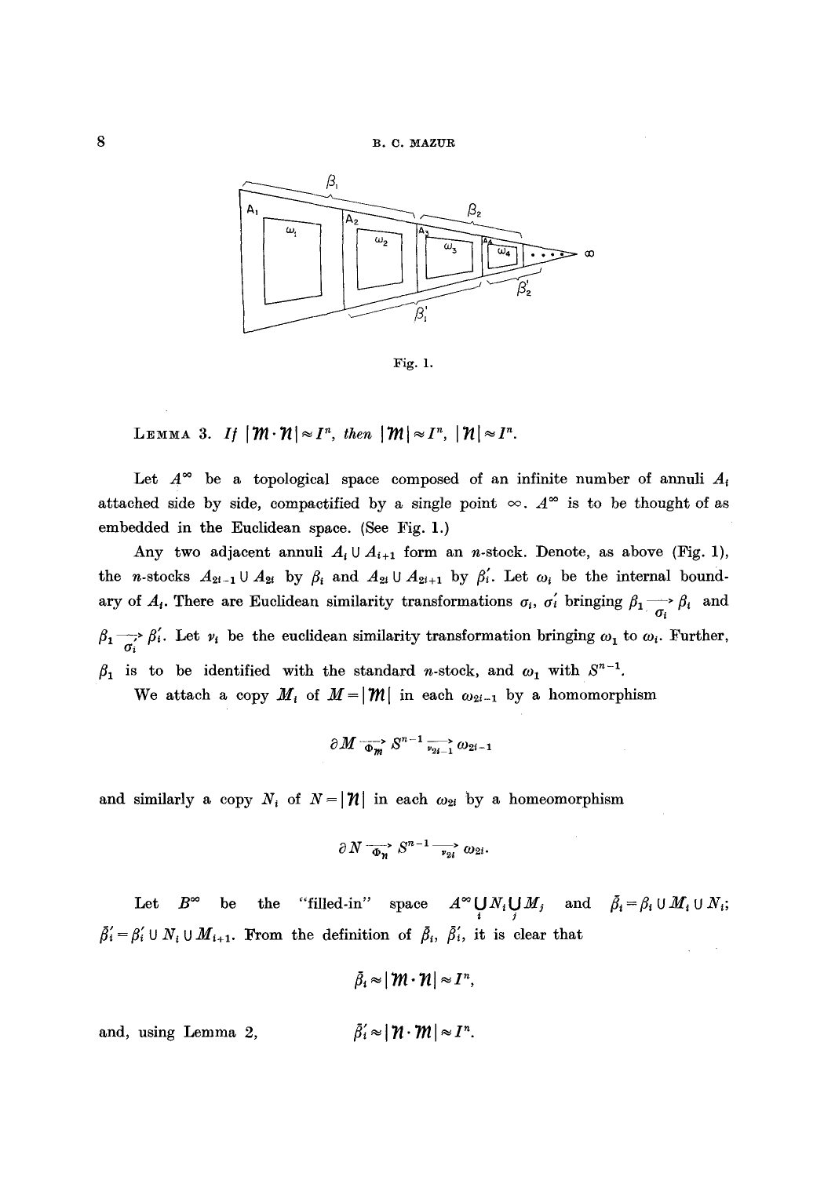Fig. 1.

LEMMA 3. *If* $|\mathfrak{M}\cdot\mathfrak{N}|\approx I^n$, *then* $|\mathfrak{M}|\approx I^n$, $|\mathfrak{N}|\approx I^n$.

Let $A^\infty$ be a topological space composed of an infinite number of annuli $A_i$ attached side by side, compactified by a single point $\infty$. $A^\infty$ is to be thought of as embedded in the Euclidean space. (See Fig. 1.)

Any two adjacent annuli $A_i \cup A_{i+1}$ form an $n$-stock. Denote, as above (Fig. 1), the $n$-stocks $A_{2i-1}\cup A_{2i}$ by $\beta_i$ and $A_{2i}\cup A_{2i+1}$ by $\beta_i'$. Let $\omega_i$ be the internal boundary of $A_i$. There are Euclidean similarity transformations $\sigma_i$, $\sigma_i'$ bringing $\beta_1 \xrightarrow[\sigma_i]{} \beta_i$ and $\beta_1 \xrightarrow[\sigma_i']{} \beta_i'$. Let $\nu_i$ be the euclidean similarity transformation bringing $\omega_1$ to $\omega_i$. Further, $\beta_1$ is to be identified with the standard $n$-stock, and $\omega_1$ with $S^{n-1}$.

We attach a copy $M_i$ of $M=|\mathfrak{M}|$ in each $\omega_{2i-1}$ by a homomorphism

$$\partial M \xrightarrow[\Phi_{\mathfrak{M}}]{} S^{n-1} \xrightarrow[\nu_{2i-1}]{} \omega_{2i-1}$$

and similarly a copy $N_i$ of $N=|\mathfrak{N}|$ in each $\omega_{2i}$ by a homeomorphism

$$\partial N \xrightarrow[\Phi_{\mathfrak{N}}]{} S^{n-1} \xrightarrow[\nu_{2i}]{} \omega_{2i}.$$

Let $B^\infty$ be the "filled-in" space $A^\infty \bigcup_i N_i \bigcup_j M_j$ and $\bar\beta_i=\beta_i\cup M_i\cup N_i$; $\bar\beta_i'=\beta_i'\cup N_i\cup M_{i+1}$. From the definition of $\bar\beta_i$, $\bar\beta_i'$, it is clear that

$$\bar\beta_i\approx|\mathfrak{M}\cdot\mathfrak{N}|\approx I^n,$$

and, using Lemma 2,

$$\bar\beta_i'\approx|\mathfrak{N}\cdot\mathfrak{M}|\approx I^n.$$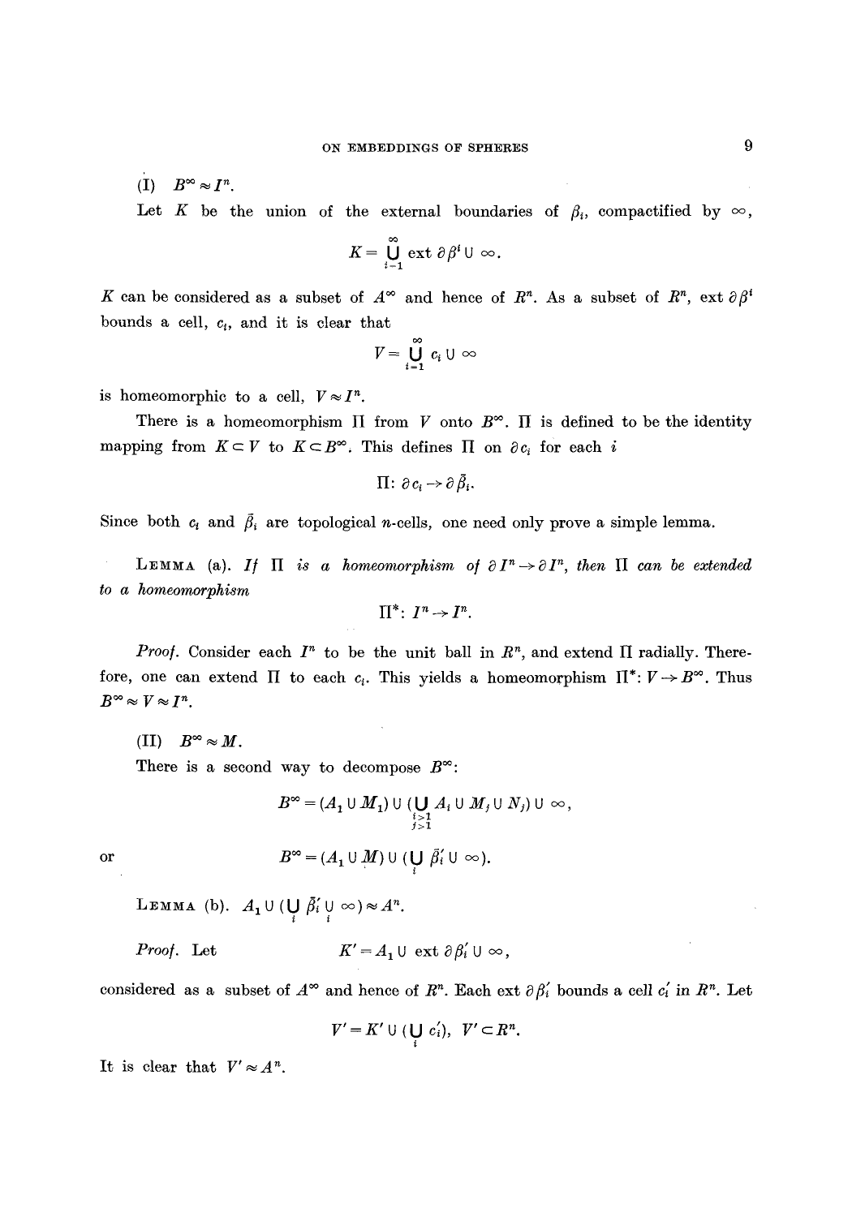(I) $B^\infty \approx I^n$.

Let $K$ be the union of the external boundaries of $\beta_i$, compactified by $\infty$,

$$K = \bigcup_{i=1}^{\infty} \text{ext } \partial \beta^i \cup \infty.$$

$K$ can be considered as a subset of $A^\infty$ and hence of $R^n$. As a subset of $R^n$, ext $\partial \beta^i$ bounds a cell, $c_i$, and it is clear that

$$V = \bigcup_{i=1}^{\infty} c_i \cup \infty$$

is homeomorphic to a cell, $V \approx I^n$.

There is a homeomorphism $\Pi$ from $V$ onto $B^\infty$. $\Pi$ is defined to be the identity mapping from $K \subset V$ to $K \subset B^\infty$. This defines $\Pi$ on $\partial c_i$ for each $i$

$$\Pi: \partial c_i \to \partial \bar{\beta}_i.$$

Since both $c_i$ and $\bar{\beta}_i$ are topological $n$-cells, one need only prove a simple lemma.

Lemma (a). *If $\Pi$ is a homeomorphism of $\partial I^n \to \partial I^n$, then $\Pi$ can be extended to a homeomorphism*

$$\Pi^*: I^n \to I^n.$$

*Proof.* Consider each $I^n$ to be the unit ball in $R^n$, and extend $\Pi$ radially. Therefore, one can extend $\Pi$ to each $c_i$. This yields a homeomorphism $\Pi^*: V \to B^\infty$. Thus $B^\infty \approx V \approx I^n$.

(II) $B^\infty \approx M$.

There is a second way to decompose $B^\infty$:

$$B^\infty = (A_1 \cup M_1) \cup (\bigcup_{\substack{i>1 \\ j>1}} A_i \cup M_j \cup N_j) \cup \infty,$$

or

$$B^\infty = (A_1 \cup M) \cup (\bigcup_i \bar{\beta}_i' \cup \infty).$$

Lemma (b). $A_1 \cup (\bigcup_i \bar{\beta}_i' \bigcup_i \infty) \approx A^n$.

*Proof.* Let

$$K' = A_1 \cup \text{ ext } \partial \beta_i' \cup \infty,$$

considered as a subset of $A^\infty$ and hence of $R^n$. Each ext $\partial \beta_i'$ bounds a cell $c_i'$ in $R^n$. Let

$$V' = K' \cup (\bigcup_i c_i'), \quad V' \subset R^n.$$

It is clear that $V' \approx A^n$.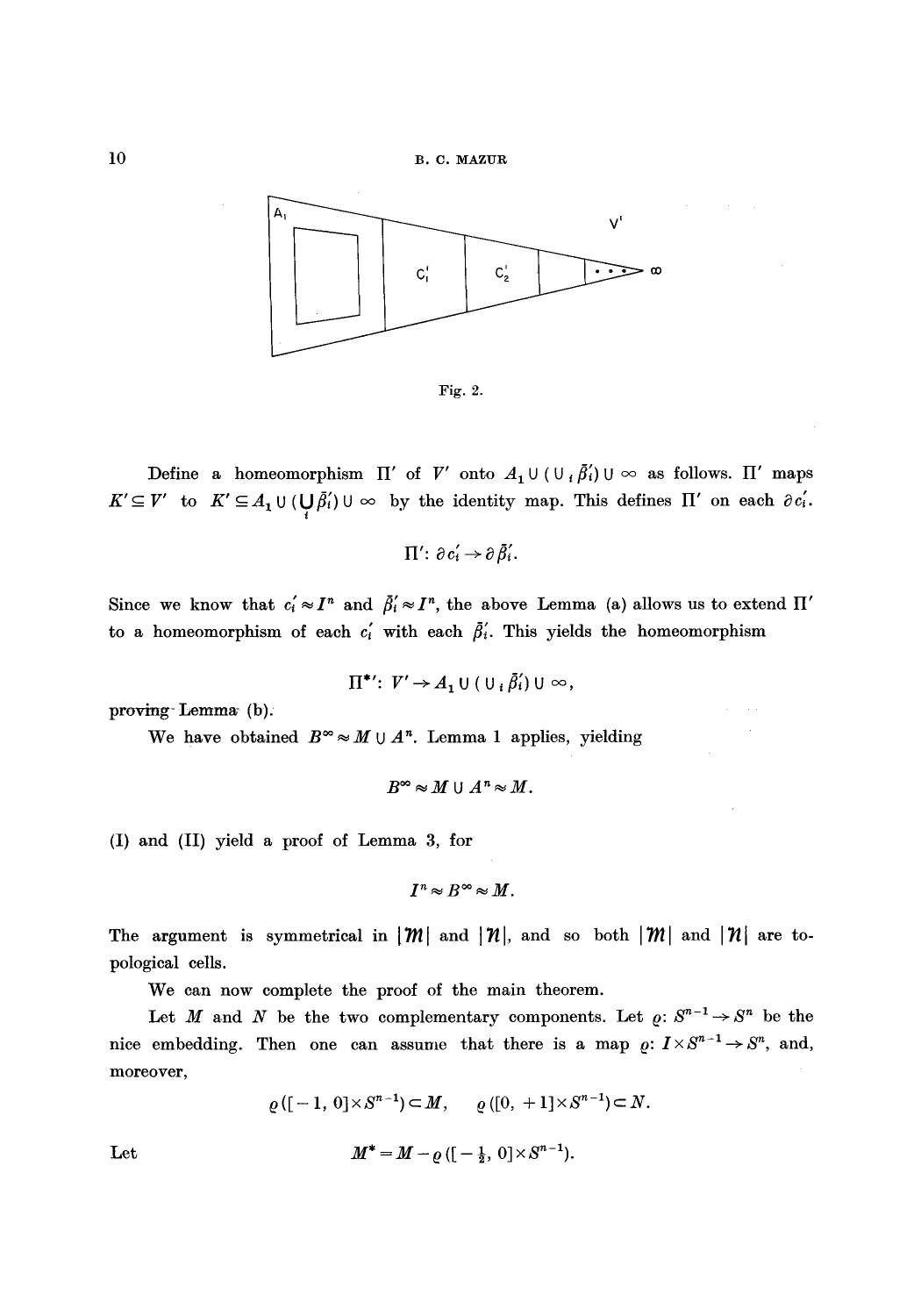Fig. 2.

Define a homeomorphism $\Pi'$ of $V'$ onto $A_1 \cup (\cup_i \bar{\beta}_i') \cup \infty$ as follows. $\Pi'$ maps $K' \subseteq V'$ to $K' \subseteq A_1 \cup (\bigcup_i \bar{\beta}_i') \cup \infty$ by the identity map. This defines $\Pi'$ on each $\partial c_i'$.

$$\Pi' \colon \partial c_i' \to \partial \bar{\beta}_i'.$$

Since we know that $c_i' \approx I^n$ and $\bar{\beta}_i' \approx I^n$, the above Lemma (a) allows us to extend $\Pi'$ to a homeomorphism of each $c_i'$ with each $\bar{\beta}_i$. This yields the homeomorphism

$$\Pi^{*\prime} \colon V' \to A_1 \cup (\cup_i \bar{\beta}_i') \cup \infty,$$

proving Lemma (b).

We have obtained $B^\infty \approx M \cup A^n$. Lemma 1 applies, yielding

$$B^\infty \approx M \cup A^n \approx M.$$

(I) and (II) yield a proof of Lemma 3, for

$$I^n \approx B^\infty \approx M.$$

The argument is symmetrical in $|\mathfrak{M}|$ and $|\mathfrak{N}|$, and so both $|\mathfrak{M}|$ and $|\mathfrak{N}|$ are topological cells.

We can now complete the proof of the main theorem.

Let $M$ and $N$ be the two complementary components. Let $\varrho \colon S^{n-1} \to S^n$ be the nice embedding. Then one can assume that there is a map $\varrho \colon I \times S^{n-1} \to S^n$, and, moreover,

$$\varrho([-1, 0] \times S^{n-1}) \subset M, \qquad \varrho([0, +1] \times S^{n-1}) \subset N.$$

Let
$$M^* = M - \varrho([-\tfrac{1}{2}, 0] \times S^{n-1}).$$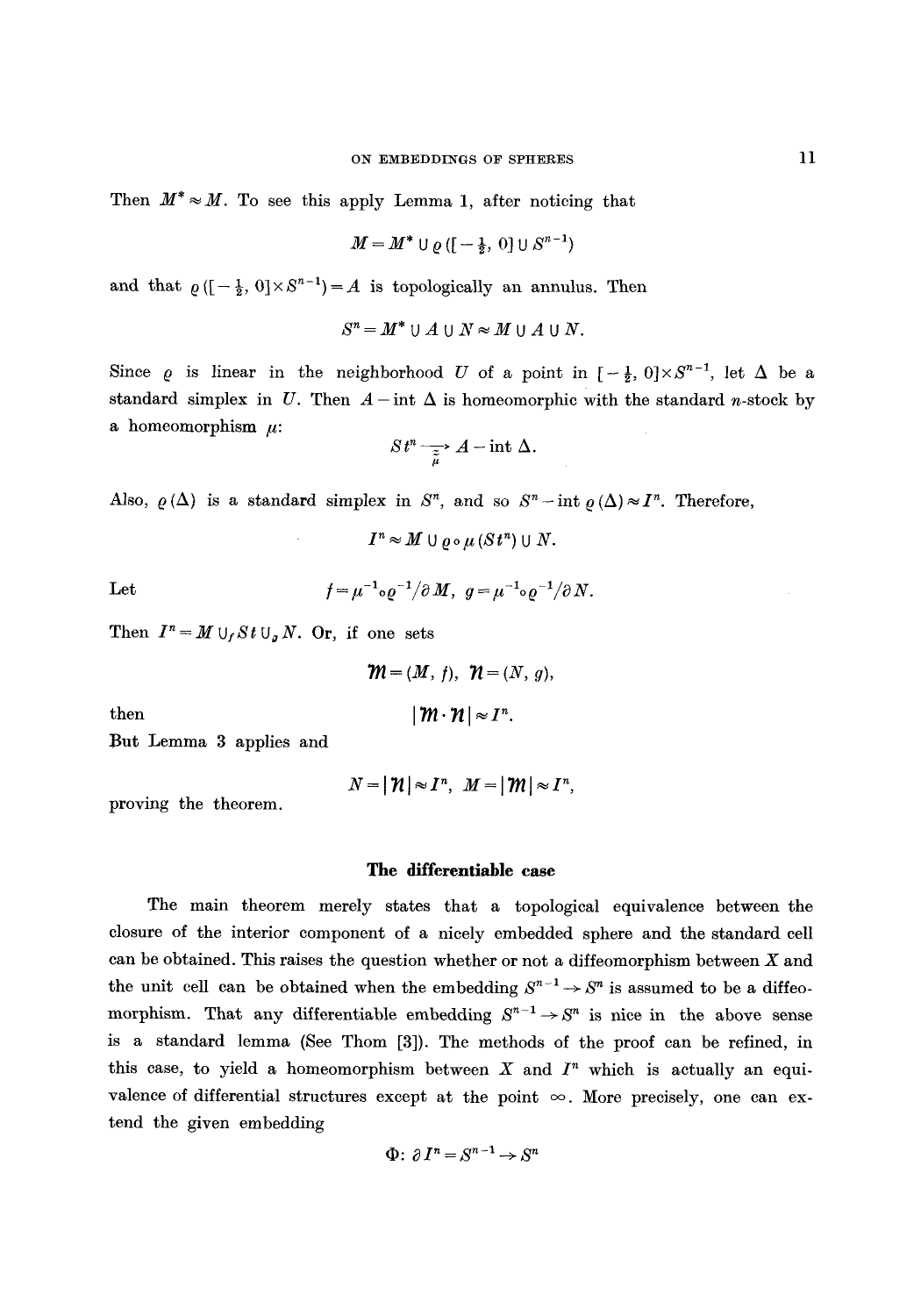Then $M^* \approx M$. To see this apply Lemma 1, after noticing that

$$M = M^* \cup \varrho([-\tfrac{1}{2}, 0] \cup S^{n-1})$$

and that $\varrho([-\tfrac{1}{2}, 0] \times S^{n-1}) = A$ is topologically an annulus. Then

$$S^n = M^* \cup A \cup N \approx M \cup A \cup N.$$

Since $\varrho$ is linear in the neighborhood $U$ of a point in $[-\tfrac{1}{2}, 0] \times S^{n-1}$, let $\Delta$ be a standard simplex in $U$. Then $A - \operatorname{int} \Delta$ is homeomorphic with the standard $n$-stock by a homeomorphism $\mu$:

$$St^n \underset{\mu}{\overset{\approx}{\longrightarrow}} A - \operatorname{int} \Delta.$$

Also, $\varrho(\Delta)$ is a standard simplex in $S^n$, and so $S^n - \operatorname{int} \varrho(\Delta) \approx I^n$. Therefore,

$$I^n \approx M \cup \varrho \circ \mu (St^n) \cup N.$$

Let
$$f = \mu^{-1} \circ \varrho^{-1} / \partial M, \quad g = \mu^{-1} \circ \varrho^{-1} / \partial N.$$

Then $I^n = M \cup_f St \cup_g N$. Or, if one sets

$$\mathfrak{M} = (M, f), \quad \mathfrak{N} = (N, g),$$

then
$$|\mathfrak{M} \cdot \mathfrak{N}| \approx I^n.$$

But Lemma 3 applies and

$$N = |\mathfrak{N}| \approx I^n, \quad M = |\mathfrak{M}| \approx I^n,$$

proving the theorem.

## The differentiable case

The main theorem merely states that a topological equivalence between the closure of the interior component of a nicely embedded sphere and the standard cell can be obtained. This raises the question whether or not a diffeomorphism between $X$ and the unit cell can be obtained when the embedding $S^{n-1} \to S^n$ is assumed to be a diffeomorphism. That any differentiable embedding $S^{n-1} \to S^n$ is nice in the above sense is a standard lemma (See Thom [3]). The methods of the proof can be refined, in this case, to yield a homeomorphism between $X$ and $I^n$ which is actually an equivalence of differential structures except at the point $\infty$. More precisely, one can extend the given embedding

$$\Phi: \partial I^n = S^{n-1} \to S^n$$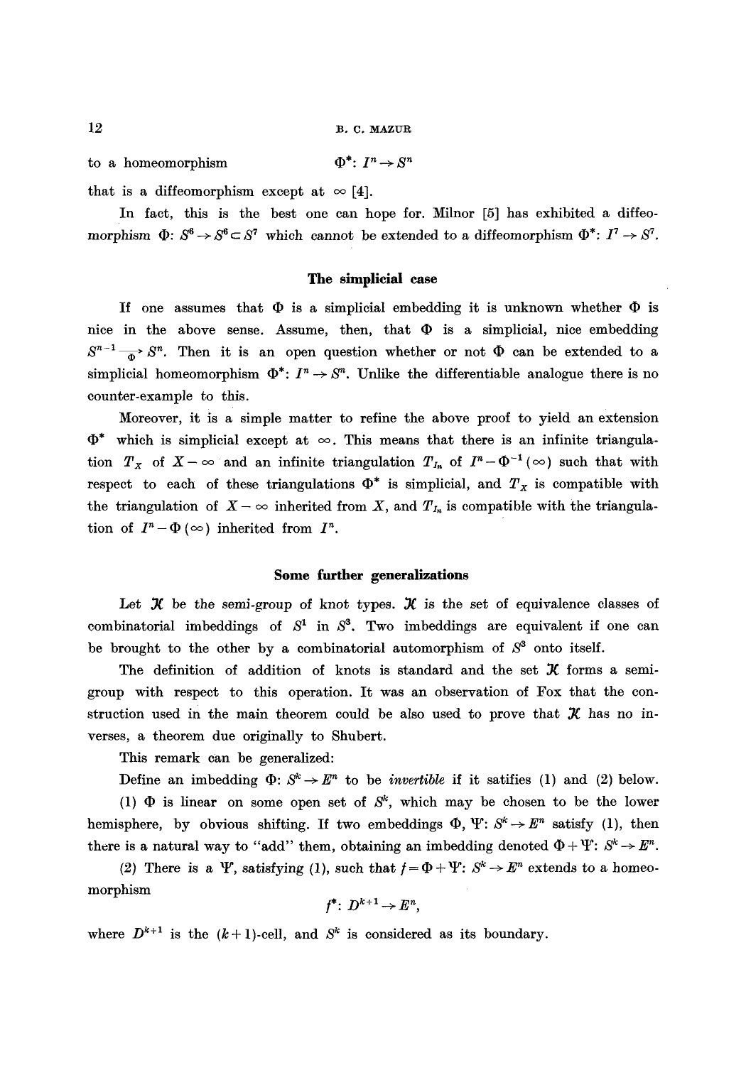to a homeomorphism $\Phi^*: I^n \rightarrow S^n$

that is a diffeomorphism except at $\infty$ [4].

In fact, this is the best one can hope for. Milnor [5] has exhibited a diffeomorphism $\Phi: S^6 \rightarrow S^6 \subset S^7$ which cannot be extended to a diffeomorphism $\Phi^*: I^7 \rightarrow S^7$.

## The simplicial case

If one assumes that $\Phi$ is a simplicial embedding it is unknown whether $\Phi$ is nice in the above sense. Assume, then, that $\Phi$ is a simplicial, nice embedding $S^{n-1} \xrightarrow[\Phi]{} S^n$. Then it is an open question whether or not $\Phi$ can be extended to a simplicial homeomorphism $\Phi^*: I^n \rightarrow S^n$. Unlike the differentiable analogue there is no counter-example to this.

Moreover, it is a simple matter to refine the above proof to yield an extension $\Phi^*$ which is simplicial except at $\infty$. This means that there is an infinite triangulation $T_X$ of $X - \infty$ and an infinite triangulation $T_{I_n}$ of $I^n - \Phi^{-1}(\infty)$ such that with respect to each of these triangulations $\Phi^*$ is simplicial, and $T_X$ is compatible with the triangulation of $X - \infty$ inherited from $X$, and $T_{I_n}$ is compatible with the triangulation of $I^n - \Phi(\infty)$ inherited from $I^n$.

## Some further generalizations

Let $\mathcal{K}$ be the semi-group of knot types. $\mathcal{K}$ is the set of equivalence classes of combinatorial imbeddings of $S^1$ in $S^3$. Two imbeddings are equivalent if one can be brought to the other by a combinatorial automorphism of $S^3$ onto itself.

The definition of addition of knots is standard and the set $\mathcal{K}$ forms a semi-group with respect to this operation. It was an observation of Fox that the construction used in the main theorem could be also used to prove that $\mathcal{K}$ has no inverses, a theorem due originally to Shubert.

This remark can be generalized:

Define an imbedding $\Phi: S^k \rightarrow E^n$ to be *invertible* if it satifies (1) and (2) below.

(1) $\Phi$ is linear on some open set of $S^k$, which may be chosen to be the lower hemisphere, by obvious shifting. If two embeddings $\Phi, \Psi: S^k \rightarrow E^n$ satisfy (1), then there is a natural way to "add" them, obtaining an imbedding denoted $\Phi + \Psi: S^k \rightarrow E^n$.

(2) There is a $\Psi$, satisfying (1), such that $f = \Phi + \Psi: S^k \rightarrow E^n$ extends to a homeomorphism

$$f^*: D^{k+1} \rightarrow E^n,$$

where $D^{k+1}$ is the $(k+1)$-cell, and $S^k$ is considered as its boundary.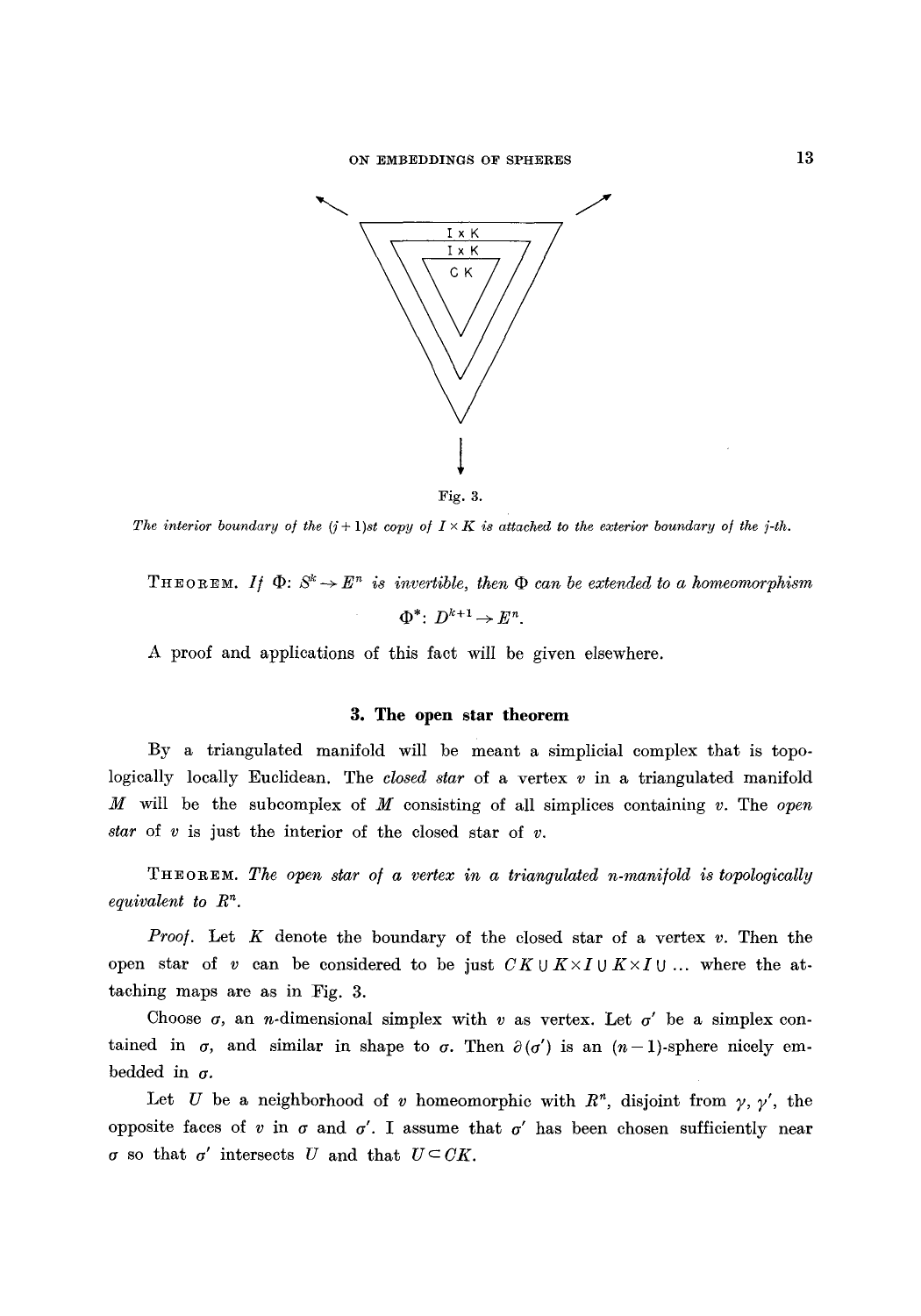Fig. 3.

*The interior boundary of the $(j+1)$st copy of $I \times K$ is attached to the exterior boundary of the $j$-th.*

THEOREM. *If $\Phi: S^k \to E^n$ is invertible, then $\Phi$ can be extended to a homeomorphism*

$$\Phi^*: D^{k+1} \to E^n.$$

A proof and applications of this fact will be given elsewhere.

### 3. The open star theorem

By a triangulated manifold will be meant a simplicial complex that is topologically locally Euclidean. The *closed star* of a vertex $v$ in a triangulated manifold $M$ will be the subcomplex of $M$ consisting of all simplices containing $v$. The *open star* of $v$ is just the interior of the closed star of $v$.

THEOREM. *The open star of a vertex in a triangulated $n$-manifold is topologically equivalent to $R^n$.*

*Proof.* Let $K$ denote the boundary of the closed star of a vertex $v$. Then the open star of $v$ can be considered to be just $CK \cup K \times I \cup K \times I \cup \ldots$ where the attaching maps are as in Fig. 3.

Choose $\sigma$, an $n$-dimensional simplex with $v$ as vertex. Let $\sigma'$ be a simplex contained in $\sigma$, and similar in shape to $\sigma$. Then $\partial(\sigma')$ is an $(n-1)$-sphere nicely embedded in $\sigma$.

Let $U$ be a neighborhood of $v$ homeomorphic with $R^n$, disjoint from $\gamma$, $\gamma'$, the opposite faces of $v$ in $\sigma$ and $\sigma'$. I assume that $\sigma'$ has been chosen sufficiently near $\sigma$ so that $\sigma'$ intersects $U$ and that $U \subset CK$.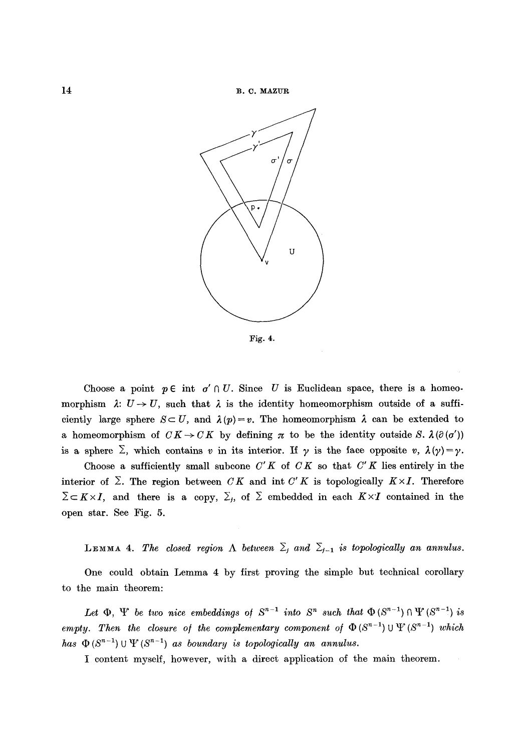Fig. 4.

Choose a point $p \in \operatorname{int} \sigma' \cap U$. Since $U$ is Euclidean space, there is a homeomorphism $\lambda$: $U \to U$, such that $\lambda$ is the identity homeomorphism outside of a sufficiently large sphere $S \subset U$, and $\lambda(p) = v$. The homeomorphism $\lambda$ can be extended to a homeomorphism of $CK \to CK$ by defining $\pi$ to be the identity outside $S$. $\lambda(\partial(\sigma'))$ is a sphere $\Sigma$, which contains $v$ in its interior. If $\gamma$ is the face opposite $v$, $\lambda(\gamma) = \gamma$.

Choose a sufficiently small subcone $C'K$ of $CK$ so that $C'K$ lies entirely in the interior of $\Sigma$. The region between $CK$ and int $C'K$ is topologically $K \times I$. Therefore $\Sigma \subset K \times I$, and there is a copy, $\Sigma_j$, of $\Sigma$ embedded in each $K \times I$ contained in the open star. See Fig. 5.

LEMMA 4. *The closed region $\Lambda$ between $\Sigma_j$ and $\Sigma_{j-1}$ is topologically an annulus.*

One could obtain Lemma 4 by first proving the simple but technical corollary to the main theorem:

*Let $\Phi$, $\Psi$ be two nice embeddings of $S^{n-1}$ into $S^n$ such that $\Phi(S^{n-1}) \cap \Psi(S^{n-1})$ is empty. Then the closure of the complementary component of $\Phi(S^{n-1}) \cup \Psi(S^{n-1})$ which has $\Phi(S^{n-1}) \cup \Psi(S^{n-1})$ as boundary is topologically an annulus.*

I content myself, however, with a direct application of the main theorem.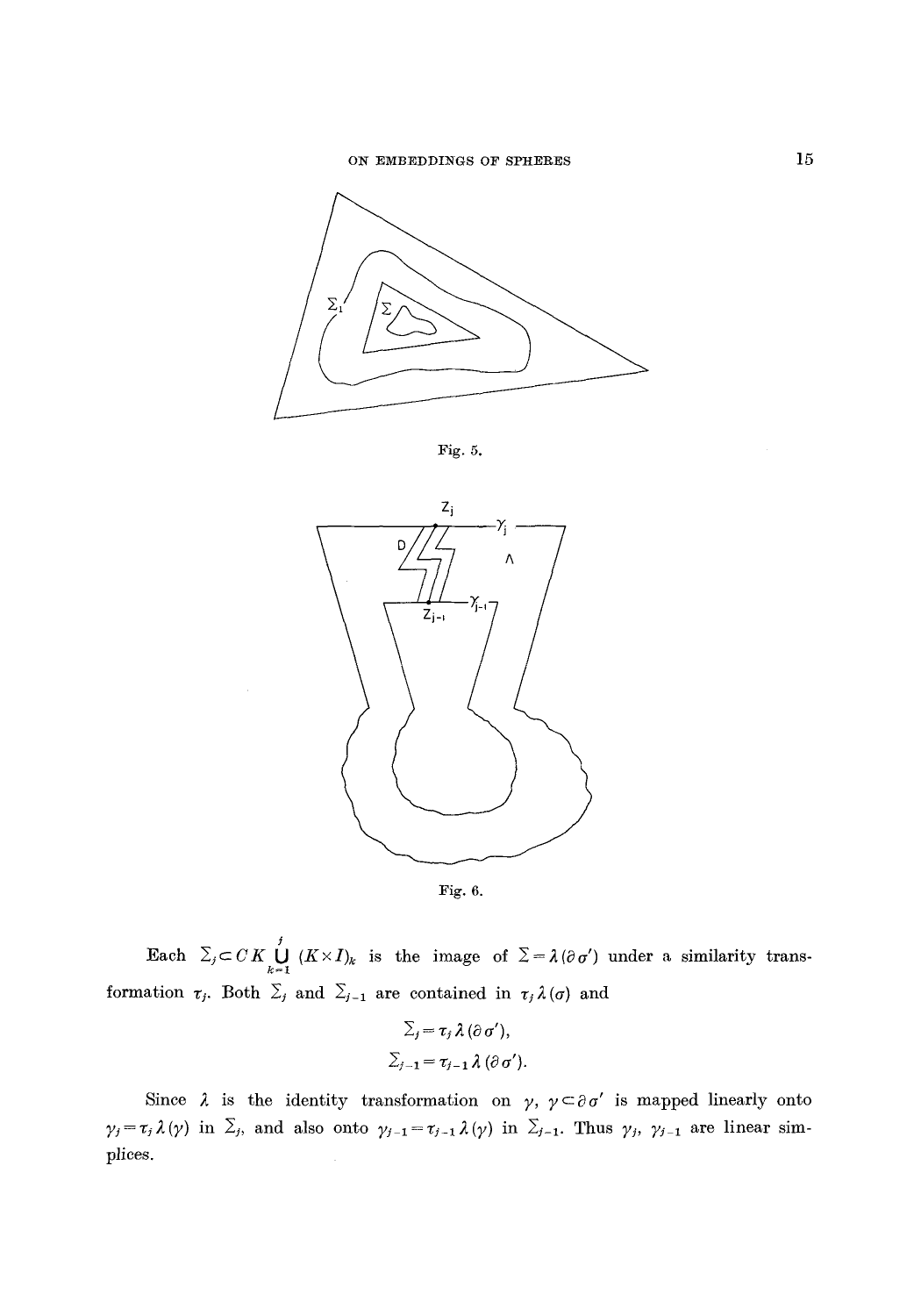Fig. 5.

Fig. 6.

Each $\Sigma_j \subset CK \bigcup_{k=1}^{j} (K \times I)_k$ is the image of $\Sigma = \lambda(\partial \sigma')$ under a similarity transformation $\tau_j$. Both $\Sigma_j$ and $\Sigma_{j-1}$ are contained in $\tau_j \lambda(\sigma)$ and

$$\Sigma_j = \tau_j \lambda(\partial \sigma'),$$

$$\Sigma_{j-1} = \tau_{j-1} \lambda(\partial \sigma').$$

Since $\lambda$ is the identity transformation on $\gamma$, $\gamma \subset \partial \sigma'$ is mapped linearly onto $\gamma_j = \tau_j \lambda(\gamma)$ in $\Sigma_j$, and also onto $\gamma_{j-1} = \tau_{j-1} \lambda(\gamma)$ in $\Sigma_{j-1}$. Thus $\gamma_j$, $\gamma_{j-1}$ are linear simplices.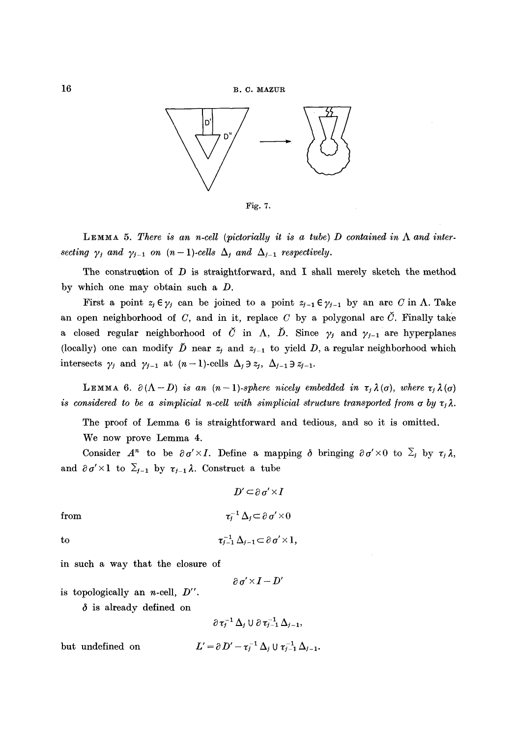Fig. 7.

**Lemma 5.** *There is an n-cell (pictorially it is a tube) $D$ contained in $\Lambda$ and intersecting $\gamma_j$ and $\gamma_{j-1}$ on $(n-1)$-cells $\Delta_j$ and $\Delta_{j-1}$ respectively.*

The construction of $D$ is straightforward, and I shall merely sketch the method by which one may obtain such a $D$.

First a point $z_j \in \gamma_j$ can be joined to a point $z_{j-1} \in \gamma_{j-1}$ by an arc $C$ in $\Lambda$. Take an open neighborhood of $C$, and in it, replace $C$ by a polygonal arc $\check{C}$. Finally take a closed regular neighborhood of $\check{C}$ in $\Lambda$, $\check{D}$. Since $\gamma_j$ and $\gamma_{j-1}$ are hyperplanes (locally) one can modify $\check{D}$ near $z_j$ and $z_{j-1}$ to yield $D$, a regular neighborhood which intersects $\gamma_j$ and $\gamma_{j-1}$ at $(n-1)$-cells $\Delta_j \ni z_j$, $\Delta_{j-1} \ni z_{j-1}$.

**Lemma 6.** *$\partial(\Lambda - D)$ is an $(n-1)$-sphere nicely embedded in $\tau_j \lambda(\sigma)$, where $\tau_j \lambda(\sigma)$ is considered to be a simplicial n-cell with simplicial structure transported from $\sigma$ by $\tau_j \lambda$.*

The proof of Lemma 6 is straightforward and tedious, and so it is omitted.

We now prove Lemma 4.

Consider $A^n$ to be $\partial \sigma' \times I$. Define a mapping $\delta$ bringing $\partial \sigma' \times 0$ to $\Sigma_j$ by $\tau_j \lambda$, and $\partial \sigma' \times 1$ to $\Sigma_{j-1}$ by $\tau_{j-1} \lambda$. Construct a tube

$$D' \subset \partial \sigma' \times I$$

from
$$\tau_j^{-1} \Delta_j \subset \partial \sigma' \times 0$$

to
$$\tau_{j-1}^{-1} \Delta_{j-1} \subset \partial \sigma' \times 1,$$

in such a way that the closure of

$$\partial \sigma' \times I - D'$$

is topologically an $n$-cell, $D''$.

$\delta$ is already defined on

$$\partial \tau_j^{-1} \Delta_j \cup \partial \tau_{j-1}^{-1} \Delta_{j-1},$$

but undefined on
$$L' = \partial D' - \tau_j^{-1} \Delta_j \cup \tau_{j-1}^{-1} \Delta_{j-1}.$$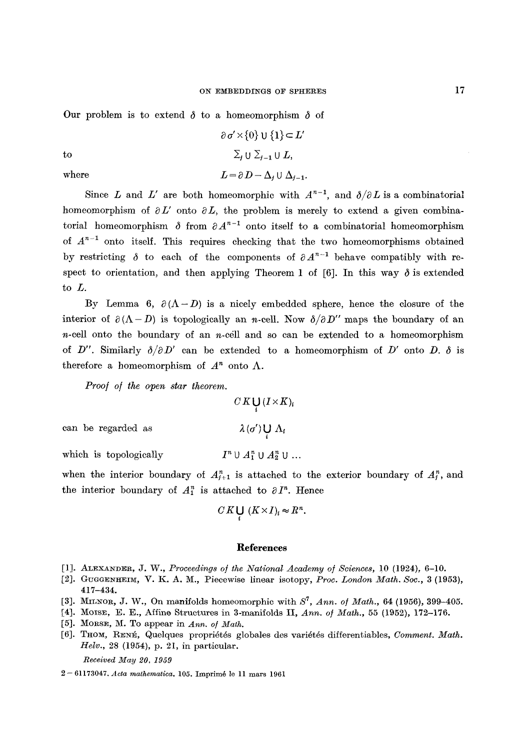Our problem is to extend $\delta$ to a homeomorphism $\delta$ of

$$\partial \sigma' \times \{0\} \cup \{1\} \subset L'$$

to

$$\Sigma_j \cup \Sigma_{j-1} \cup L,$$

where

$$L = \partial D - \Delta_j \cup \Delta_{j-1}.$$

Since $L$ and $L'$ are both homeomorphic with $A^{n-1}$, and $\delta/\partial L$ is a combinatorial homeomorphism of $\partial L'$ onto $\partial L$, the problem is merely to extend a given combinatorial homeomorphism $\delta$ from $\partial A^{n-1}$ onto itself to a combinatorial homeomorphism of $A^{n-1}$ onto itself. This requires checking that the two homeomorphisms obtained by restricting $\delta$ to each of the components of $\partial A^{n-1}$ behave compatibly with respect to orientation, and then applying Theorem 1 of [6]. In this way $\delta$ is extended to $L$.

By Lemma 6, $\partial(\Lambda - D)$ is a nicely embedded sphere, hence the closure of the interior of $\partial(\Lambda - D)$ is topologically an $n$-cell. Now $\delta/\partial D''$ maps the boundary of an $n$-cell onto the boundary of an $n$-cell and so can be extended to a homeomorphism of $D''$. Similarly $\delta/\partial D'$ can be extended to a homeomorphism of $D'$ onto $D$. $\delta$ is therefore a homeomorphism of $A^n$ onto $\Lambda$.

*Proof of the open star theorem.*

$$C K \bigcup_i (I \times K)_i$$

can be regarded as

$$\lambda(\sigma') \bigcup_i \Lambda_i$$

which is topologically

$$I^n \cup A_1^n \cup A_2^n \cup \ldots$$

when the interior boundary of $A_{j+1}^n$ is attached to the exterior boundary of $A_j^n$, and the interior boundary of $A_1^n$ is attached to $\partial I^n$. Hence

$$C K \bigcup_i (K \times I)_i \approx R^n.$$

## References

[1]. Alexander, J. W., *Proceedings of the National Academy of Sciences*, 10 (1924), 6–10.

[2]. Guggenheim, V. K. A. M., Piecewise linear isotopy, *Proc. London Math. Soc.*, 3 (1953), 417–434.

[3]. Milnor, J. W., On manifolds homeomorphic with $S^7$, *Ann. of Math.*, 64 (1956), 399–405.

[4]. Moise, E. E., Affine Structures in 3-manifolds II, *Ann. of Math.*, 55 (1952), 172–176.

[5]. Morse, M. To appear in *Ann. of Math.*

[6]. Thom, René, Quelques propriétés globales des variétés differentiables, *Comment. Math. Helv.*, 28 (1954), p. 21, in particular.

*Received May 20, 1959*